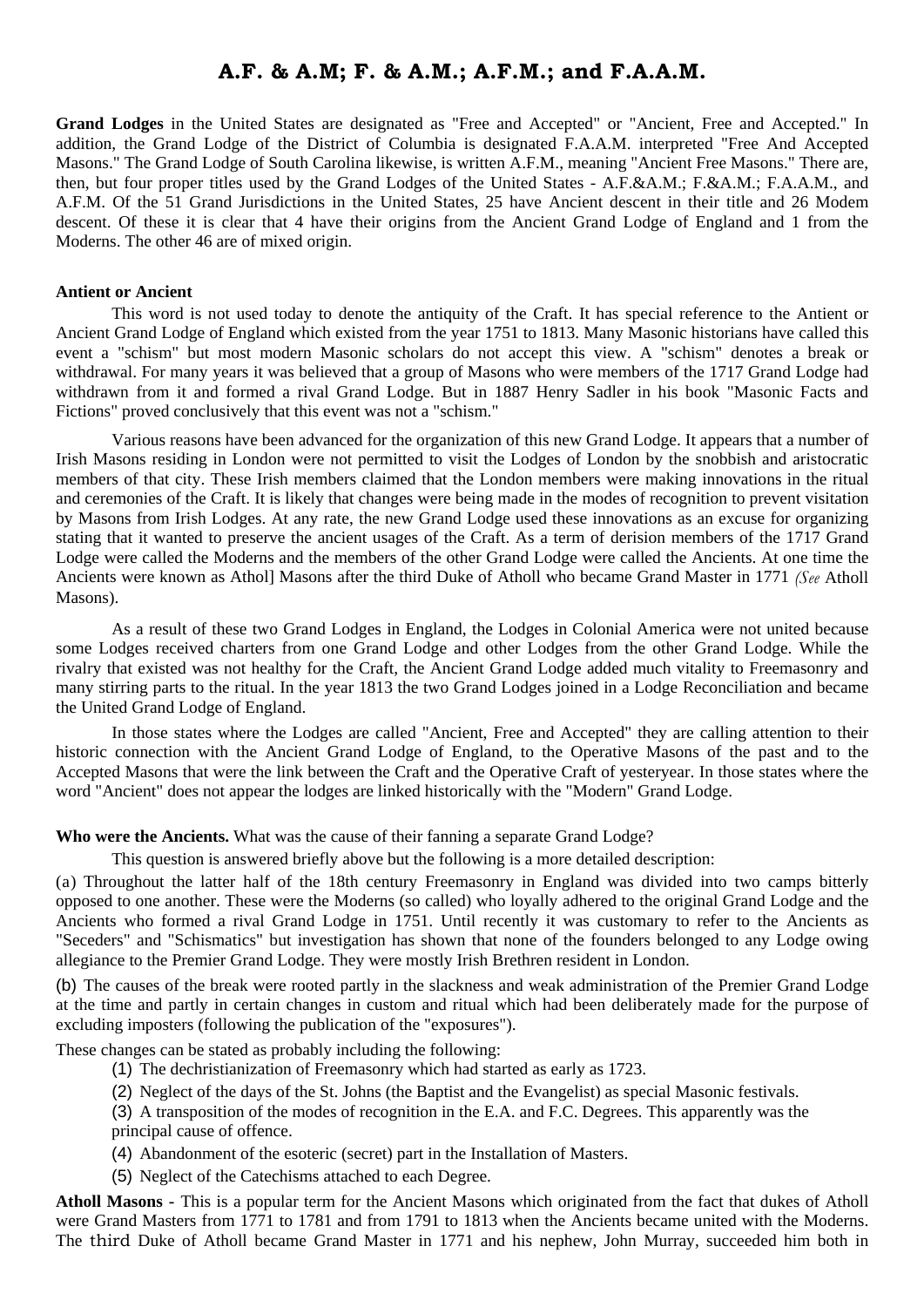# A.F. & A.M; F. & A.M.; A.F.M.; and F.A.A.M.

**Grand Lodges** in the United States are designated as "Free and Accepted" or "Ancient, Free and Accepted." In addition, the Grand Lodge of the District of Columbia is designated F.A.A.M. interpreted "Free And Accepted Masons." The Grand Lodge of South Carolina likewise, is written A.F.M., meaning "Ancient Free Masons." There are, then, but four proper titles used by the Grand Lodges of the United States - A.F.&A.M.; F.&A.M.; F.A.A.M., and A.F.M. Of the 51 Grand Jurisdictions in the United States, 25 have Ancient descent in their title and 26 Modem descent. Of these it is clear that 4 have their origins from the Ancient Grand Lodge of England and 1 from the Moderns. The other 46 are of mixed origin.

**Antient or Ancient**

This word is not used today to denote the antiquity of the Craft. It has special reference to the Antient or Ancient Grand Lodge of England which existed from the year 1751 to 1813. Many Masonic historians have called this event a "schism" but most modern Masonic scholars do not accept this view. A "schism" denotes a break or withdrawal. For many years it was believed that a group of Masons who were members of the 1717 Grand Lodge had withdrawn from it and formed a rival Grand Lodge. But in 1887 Henry Sadler in his book "Masonic Facts and Fictions" proved conclusively that this event was not a "schism."

Various reasons have been advanced for the organization of this new Grand Lodge. It appears that a number of Irish Masons residing in London were not permitted to visit the Lodges of London by the snobbish and aristocratic members of that city. These Irish members claimed that the London members were making innovations in the ritual and ceremonies of the Craft. It is likely that changes were being made in the modes of recognition to prevent visitation by Masons from Irish Lodges. At any rate, the new Grand Lodge used these innovations as an excuse for organizing stating that it wanted to preserve the ancient usages of the Craft. As a term of derision members of the 1717 Grand Lodge were called the Moderns and the members of the other Grand Lodge were called the Ancients. At one time the Ancients were known as Athol] Masons after the third Duke of Atholl who became Grand Master in 1771 *(See* Atholl Masons).

As a result of these two Grand Lodges in England, the Lodges in Colonial America were not united because some Lodges received charters from one Grand Lodge and other Lodges from the other Grand Lodge. While the rivalry that existed was not healthy for the Craft, the Ancient Grand Lodge added much vitality to Freemasonry and many stirring parts to the ritual. In the year 1813 the two Grand Lodges joined in a Lodge Reconciliation and became the United Grand Lodge of England.

In those states where the Lodges are called "Ancient, Free and Accepted" they are calling attention to their historic connection with the Ancient Grand Lodge of England, to the Operative Masons of the past and to the Accepted Masons that were the link between the Craft and the Operative Craft of yesteryear. In those states where the word "Ancient" does not appear the lodges are linked historically with the "Modern" Grand Lodge.

**Who were the Ancients.** What was the cause of their fanning a separate Grand Lodge?

This question is answered briefly above but the following is a more detailed description:

(a) Throughout the latter half of the 18th century Freemasonry in England was divided into two camps bitterly opposed to one another. These were the Moderns (so called) who loyally adhered to the original Grand Lodge and the Ancients who formed a rival Grand Lodge in 1751. Until recently it was customary to refer to the Ancients as "Seceders" and "Schismatics" but investigation has shown that none of the founders belonged to any Lodge owing allegiance to the Premier Grand Lodge. They were mostly Irish Brethren resident in London.

(b) The causes of the break were rooted partly in the slackness and weak administration of the Premier Grand Lodge at the time and partly in certain changes in custom and ritual which had been deliberately made for the purpose of excluding imposters (following the publication of the "exposures").

These changes can be stated as probably including the following:

(1) The dechristianization of Freemasonry which had started as early as 1723.

(2) Neglect of the days of the St. Johns (the Baptist and the Evangelist) as special Masonic festivals.

(3) A transposition of the modes of recognition in the E.A. and F.C. Degrees. This apparently was the principal cause of offence.

(4) Abandonment of the esoteric (secret) part in the Installation of Masters.

(5) Neglect of the Catechisms attached to each Degree.

**Atholl Masons** - This is a popular term for the Ancient Masons which originated from the fact that dukes of Atholl were Grand Masters from 1771 to 1781 and from 1791 to 1813 when the Ancients became united with the Moderns. The third Duke of Atholl became Grand Master in 1771 and his nephew, John Murray, succeeded him both in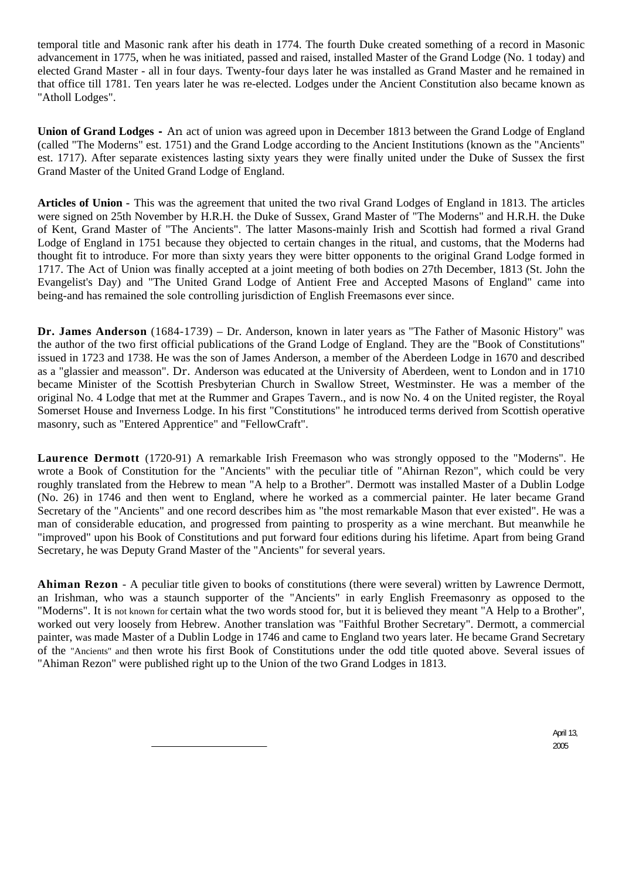temporal title and Masonic rank after his death in 1774. The fourth Duke created something of a record in Masonic advancement in 1775, when he was initiated, passed and raised, installed Master of the Grand Lodge (No. 1 today) and elected Grand Master - all in four days. Twenty-four days later he was installed as Grand Master and he remained in that office till 1781. Ten years later he was re-elected. Lodges under the Ancient Constitution also became known as "Atholl Lodges".

**Union of Grand Lodges -** An act of union was agreed upon in December 1813 between the Grand Lodge of England (called "The Moderns" est. 1751) and the Grand Lodge according to the Ancient Institutions (known as the "Ancients" est. 1717). After separate existences lasting sixty years they were finally united under the Duke of Sussex the first Grand Master of the United Grand Lodge of England.

**Articles of Union -** This was the agreement that united the two rival Grand Lodges of England in 1813. The articles were signed on 25th November by H.R.H. the Duke of Sussex, Grand Master of "The Moderns" and H.R.H. the Duke of Kent, Grand Master of "The Ancients". The latter Masons-mainly Irish and Scottish had formed a rival Grand Lodge of England in 1751 because they objected to certain changes in the ritual, and customs, that the Moderns had thought fit to introduce. For more than sixty years they were bitter opponents to the original Grand Lodge formed in 1717. The Act of Union was finally accepted at a joint meeting of both bodies on 27th December, 1813 (St. John the Evangelist's Day) and "The United Grand Lodge of Antient Free and Accepted Masons of England" came into being-and has remained the sole controlling jurisdiction of English Freemasons ever since.

**Dr. James Anderson** (1684-1739) – Dr. Anderson, known in later years as "The Father of Masonic History" was the author of the two first official publications of the Grand Lodge of England. They are the "Book of Constitutions" issued in 1723 and 1738. He was the son of James Anderson, a member of the Aberdeen Lodge in 1670 and described as a "glassier and measson". Dr. Anderson was educated at the University of Aberdeen, went to London and in 1710 became Minister of the Scottish Presbyterian Church in Swallow Street, Westminster. He was a member of the original No. 4 Lodge that met at the Rummer and Grapes Tavern., and is now No. 4 on the United register, the Royal Somerset House and Inverness Lodge. In his first "Constitutions" he introduced terms derived from Scottish operative masonry, such as "Entered Apprentice" and "FellowCraft".

**Laurence Dermott** (1720-91) A remarkable Irish Freemason who was strongly opposed to the "Moderns". He wrote a Book of Constitution for the "Ancients" with the peculiar title of "Ahirnan Rezon", which could be very roughly translated from the Hebrew to mean "A help to a Brother". Dermott was installed Master of a Dublin Lodge (No. 26) in 1746 and then went to England, where he worked as a commercial painter. He later became Grand Secretary of the "Ancients" and one record describes him as "the most remarkable Mason that ever existed". He was a man of considerable education, and progressed from painting to prosperity as a wine merchant. But meanwhile he "improved" upon his Book of Constitutions and put forward four editions during his lifetime. Apart from being Grand Secretary, he was Deputy Grand Master of the "Ancients" for several years.

**Ahiman Rezon** - A peculiar title given to books of constitutions (there were several) written by Lawrence Dermott, an Irishman, who was a staunch supporter of the "Ancients" in early English Freemasonry as opposed to the "Moderns". It is not known for certain what the two words stood for, but it is believed they meant "A Help to a Brother", worked out very loosely from Hebrew. Another translation was "Faithful Brother Secretary". Dermott, a commercial painter, was made Master of a Dublin Lodge in 1746 and came to England two years later. He became Grand Secretary of the "Ancients" and then wrote his first Book of Constitutions under the odd title quoted above. Several issues of "Ahiman Rezon" were published right up to the Union of the two Grand Lodges in 1813.

April 13, 2005